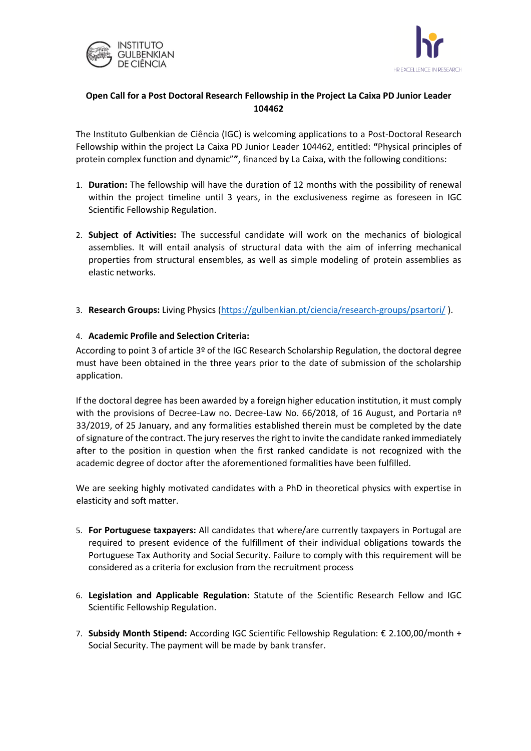**Open Call for a Post Doctoral Research Fellowship in the Project La Caixa PD Junior Leader 104462**

The Instituto Gulbenkian de Ciência (IGC) is welcoming applications to a Post-Doctoral Research Fellowship within the project La Caixa PD Junior Leader 104462, entitled: **"**Physical principles of protein complex function and dynamic"**"**, financed by La Caixa, with the following conditions:

1. **Duration:** The fellowship will have the duration of 12 months with the possibility of renewal within the project timeline until 3 years, in the exclusiveness regime as foreseen in IGC Scientific Fellowship Regulation.

2. **Subject of Activities:** The successful candidate will work on the mechanics of biological assemblies. It will entail analysis of structural data with the aim of inferring mechanical properties from structural ensembles, as well as simple modeling of protein assemblies as elastic networks.

3. **Research Groups:** Living Physics (https://gulbenkian.pt/ciencia/research-groups/psartori/ ).

4. **Academic Profile and Selection Criteria:**

According to point 3 of article 3º of the IGC Research Scholarship Regulation, the doctoral degree must have been obtained in the three years prior to the date of submission of the scholarship application.

If the doctoral degree has been awarded by a foreign higher education institution, it must comply with the provisions of Decree-Law no. Decree-Law No. 66/2018, of 16 August, and Portaria nº 33/2019, of 25 January, and any formalities established therein must be completed by the date of signature of the contract. The jury reserves the right to invite the candidate ranked immediately after to the position in question when the first ranked candidate is not recognized with the academic degree of doctor after the aforementioned formalities have been fulfilled.

We are seeking highly motivated candidates with a PhD in theoretical physics with expertise in elasticity and soft matter.

5. **For Portuguese taxpayers:** All candidates that where/are currently taxpayers in Portugal are required to present evidence of the fulfillment of their individual obligations towards the Portuguese Tax Authority and Social Security. Failure to comply with this requirement will be considered as a criteria for exclusion from the recruitment process

6. **Legislation and Applicable Regulation:** Statute of the Scientific Research Fellow and IGC Scientific Fellowship Regulation.

7. **Subsidy Month Stipend:** According IGC Scientific Fellowship Regulation: € 2.100,00/month + Social Security. The payment will be made by bank transfer.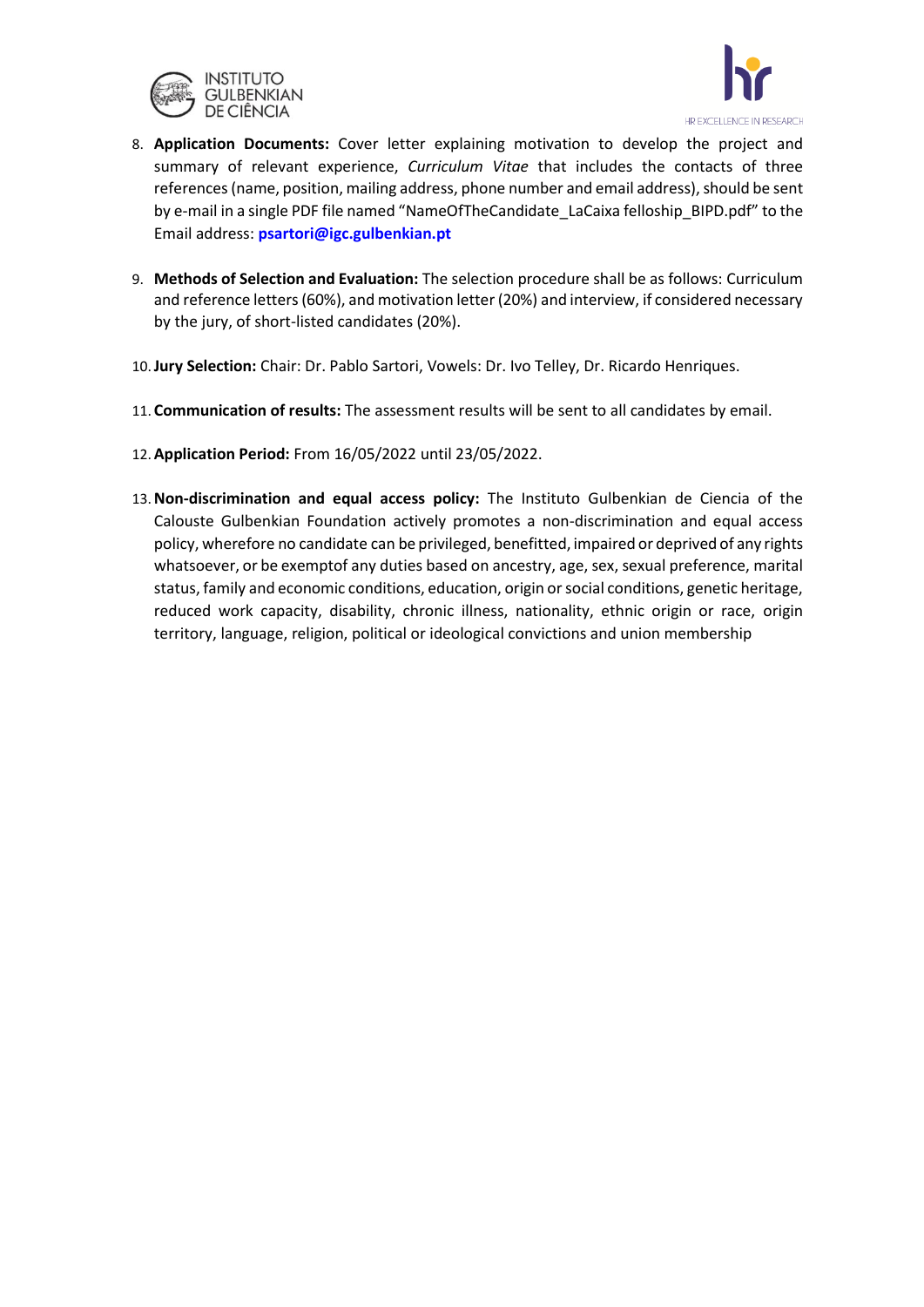8. **Application Documents:** Cover letter explaining motivation to develop the project and summary of relevant experience, *Curriculum Vitae* that includes the contacts of three references (name, position, mailing address, phone number and email address), should be sent by e-mail in a single PDF file named "NameOfTheCandidate_LaCaixa felloship_BIPD.pdf" to the Email address: **psartori@igc.gulbenkian.pt**

9. **Methods of Selection and Evaluation:** The selection procedure shall be as follows: Curriculum and reference letters (60%), and motivation letter (20%) and interview, if considered necessary by the jury, of short-listed candidates (20%).

10. **Jury Selection:** Chair: Dr. Pablo Sartori, Vowels: Dr. Ivo Telley, Dr. Ricardo Henriques.

11. **Communication of results:** The assessment results will be sent to all candidates by email.

12. **Application Period:** From 16/05/2022 until 23/05/2022.

13. **Non-discrimination and equal access policy:** The Instituto Gulbenkian de Ciencia of the Calouste Gulbenkian Foundation actively promotes a non-discrimination and equal access policy, wherefore no candidate can be privileged, benefitted, impaired or deprived of any rights whatsoever, or be exemptof any duties based on ancestry, age, sex, sexual preference, marital status, family and economic conditions, education, origin or social conditions, genetic heritage, reduced work capacity, disability, chronic illness, nationality, ethnic origin or race, origin territory, language, religion, political or ideological convictions and union membership